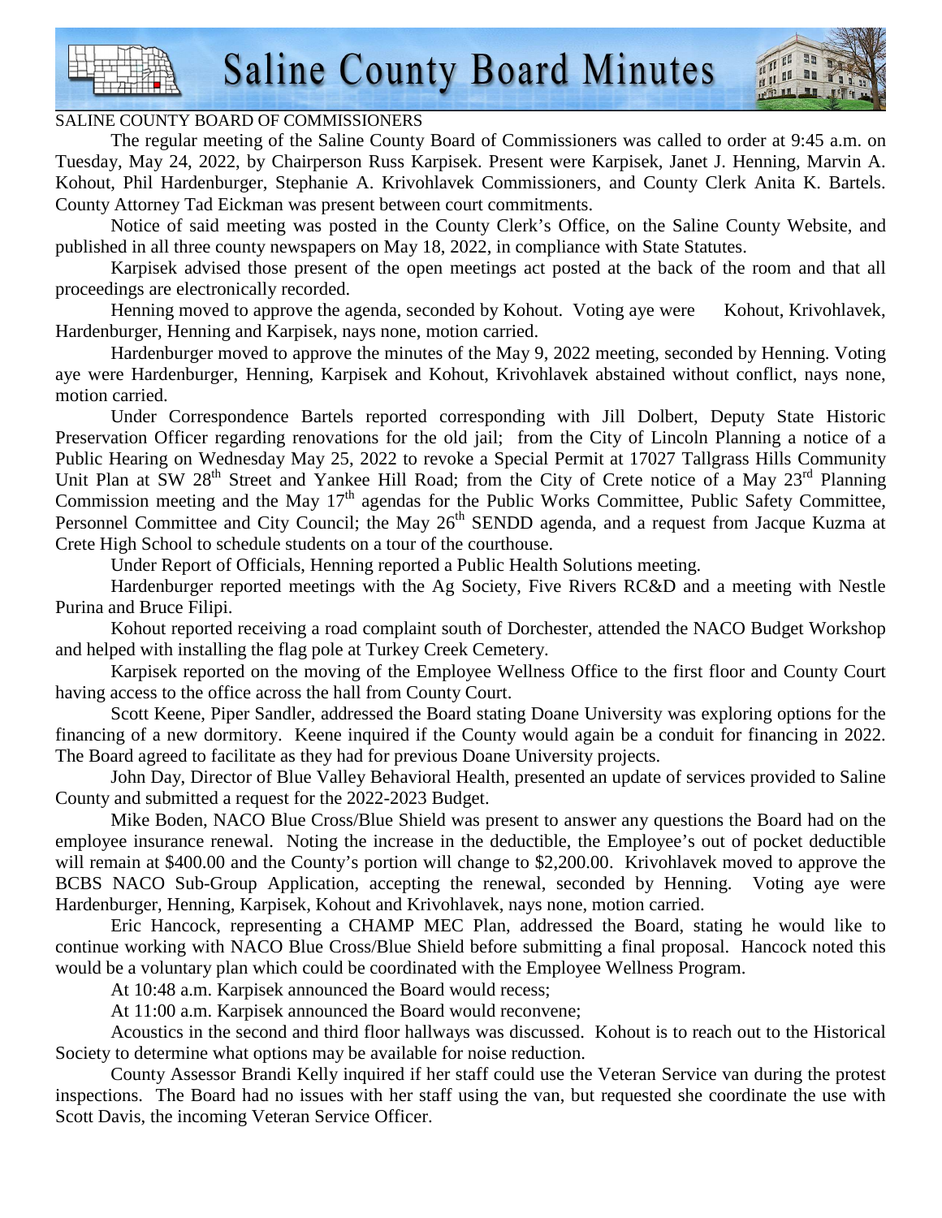# Saline County Board Minutes

SALINE COUNTY BOARD OF COMMISSIONERS

The regular meeting of the Saline County Board of Commissioners was called to order at 9:45 a.m. on Tuesday, May 24, 2022, by Chairperson Russ Karpisek. Present were Karpisek, Janet J. Henning, Marvin A. Kohout, Phil Hardenburger, Stephanie A. Krivohlavek Commissioners, and County Clerk Anita K. Bartels. County Attorney Tad Eickman was present between court commitments.

Notice of said meeting was posted in the County Clerk's Office, on the Saline County Website, and published in all three county newspapers on May 18, 2022, in compliance with State Statutes.

Karpisek advised those present of the open meetings act posted at the back of the room and that all proceedings are electronically recorded.

Henning moved to approve the agenda, seconded by Kohout. Voting aye were Kohout, Krivohlavek, Hardenburger, Henning and Karpisek, nays none, motion carried.

Hardenburger moved to approve the minutes of the May 9, 2022 meeting, seconded by Henning. Voting aye were Hardenburger, Henning, Karpisek and Kohout, Krivohlavek abstained without conflict, nays none, motion carried.

Under Correspondence Bartels reported corresponding with Jill Dolbert, Deputy State Historic Preservation Officer regarding renovations for the old jail; from the City of Lincoln Planning a notice of a Public Hearing on Wednesday May 25, 2022 to revoke a Special Permit at 17027 Tallgrass Hills Community Unit Plan at SW 28th Street and Yankee Hill Road; from the City of Crete notice of a May 23rd Planning Commission meeting and the May 17th agendas for the Public Works Committee, Public Safety Committee, Personnel Committee and City Council; the May 26th SENDD agenda, and a request from Jacque Kuzma at Crete High School to schedule students on a tour of the courthouse.

Under Report of Officials, Henning reported a Public Health Solutions meeting.

Hardenburger reported meetings with the Ag Society, Five Rivers RC&D and a meeting with Nestle Purina and Bruce Filipi.

Kohout reported receiving a road complaint south of Dorchester, attended the NACO Budget Workshop and helped with installing the flag pole at Turkey Creek Cemetery.

Karpisek reported on the moving of the Employee Wellness Office to the first floor and County Court having access to the office across the hall from County Court.

Scott Keene, Piper Sandler, addressed the Board stating Doane University was exploring options for the financing of a new dormitory. Keene inquired if the County would again be a conduit for financing in 2022. The Board agreed to facilitate as they had for previous Doane University projects.

John Day, Director of Blue Valley Behavioral Health, presented an update of services provided to Saline County and submitted a request for the 2022-2023 Budget.

Mike Boden, NACO Blue Cross/Blue Shield was present to answer any questions the Board had on the employee insurance renewal. Noting the increase in the deductible, the Employee's out of pocket deductible will remain at $400.00 and the County's portion will change to $2,200.00. Krivohlavek moved to approve the BCBS NACO Sub-Group Application, accepting the renewal, seconded by Henning. Voting aye were Hardenburger, Henning, Karpisek, Kohout and Krivohlavek, nays none, motion carried.

Eric Hancock, representing a CHAMP MEC Plan, addressed the Board, stating he would like to continue working with NACO Blue Cross/Blue Shield before submitting a final proposal. Hancock noted this would be a voluntary plan which could be coordinated with the Employee Wellness Program.

At 10:48 a.m. Karpisek announced the Board would recess;

At 11:00 a.m. Karpisek announced the Board would reconvene;

Acoustics in the second and third floor hallways was discussed. Kohout is to reach out to the Historical Society to determine what options may be available for noise reduction.

County Assessor Brandi Kelly inquired if her staff could use the Veteran Service van during the protest inspections. The Board had no issues with her staff using the van, but requested she coordinate the use with Scott Davis, the incoming Veteran Service Officer.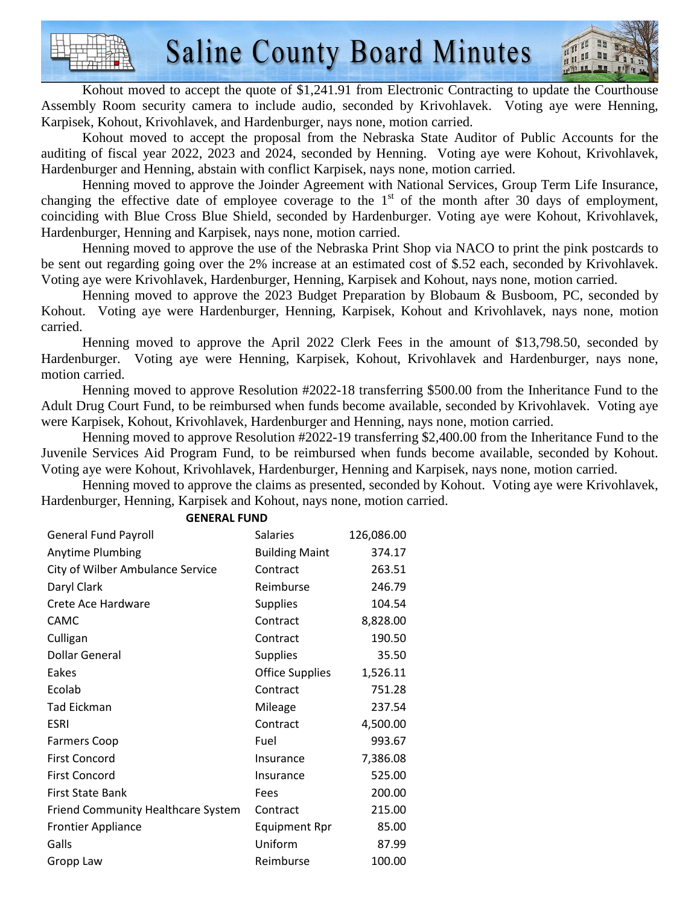Kohout moved to accept the quote of $1,241.91 from Electronic Contracting to update the Courthouse Assembly Room security camera to include audio, seconded by Krivohlavek. Voting aye were Henning, Karpisek, Kohout, Krivohlavek, and Hardenburger, nays none, motion carried.

Kohout moved to accept the proposal from the Nebraska State Auditor of Public Accounts for the auditing of fiscal year 2022, 2023 and 2024, seconded by Henning. Voting aye were Kohout, Krivohlavek, Hardenburger and Henning, abstain with conflict Karpisek, nays none, motion carried.

Henning moved to approve the Joinder Agreement with National Services, Group Term Life Insurance, changing the effective date of employee coverage to the 1st of the month after 30 days of employment, coinciding with Blue Cross Blue Shield, seconded by Hardenburger. Voting aye were Kohout, Krivohlavek, Hardenburger, Henning and Karpisek, nays none, motion carried.

Henning moved to approve the use of the Nebraska Print Shop via NACO to print the pink postcards to be sent out regarding going over the 2% increase at an estimated cost of $.52 each, seconded by Krivohlavek. Voting aye were Krivohlavek, Hardenburger, Henning, Karpisek and Kohout, nays none, motion carried.

Henning moved to approve the 2023 Budget Preparation by Blobaum & Busboom, PC, seconded by Kohout. Voting aye were Hardenburger, Henning, Karpisek, Kohout and Krivohlavek, nays none, motion carried.

Henning moved to approve the April 2022 Clerk Fees in the amount of $13,798.50, seconded by Hardenburger. Voting aye were Henning, Karpisek, Kohout, Krivohlavek and Hardenburger, nays none, motion carried.

Henning moved to approve Resolution #2022-18 transferring $500.00 from the Inheritance Fund to the Adult Drug Court Fund, to be reimbursed when funds become available, seconded by Krivohlavek. Voting aye were Karpisek, Kohout, Krivohlavek, Hardenburger and Henning, nays none, motion carried.

Henning moved to approve Resolution #2022-19 transferring $2,400.00 from the Inheritance Fund to the Juvenile Services Aid Program Fund, to be reimbursed when funds become available, seconded by Kohout. Voting aye were Kohout, Krivohlavek, Hardenburger, Henning and Karpisek, nays none, motion carried.

Henning moved to approve the claims as presented, seconded by Kohout. Voting aye were Krivohlavek, Hardenburger, Henning, Karpisek and Kohout, nays none, motion carried.

**GENERAL FUND**

| | | |
|---|---|---|
| General Fund Payroll | Salaries | 126,086.00 |
| Anytime Plumbing | Building Maint | 374.17 |
| City of Wilber Ambulance Service | Contract | 263.51 |
| Daryl Clark | Reimburse | 246.79 |
| Crete Ace Hardware | Supplies | 104.54 |
| CAMC | Contract | 8,828.00 |
| Culligan | Contract | 190.50 |
| Dollar General | Supplies | 35.50 |
| Eakes | Office Supplies | 1,526.11 |
| Ecolab | Contract | 751.28 |
| Tad Eickman | Mileage | 237.54 |
| ESRI | Contract | 4,500.00 |
| Farmers Coop | Fuel | 993.67 |
| First Concord | Insurance | 7,386.08 |
| First Concord | Insurance | 525.00 |
| First State Bank | Fees | 200.00 |
| Friend Community Healthcare System | Contract | 215.00 |
| Frontier Appliance | Equipment Rpr | 85.00 |
| Galls | Uniform | 87.99 |
| Gropp Law | Reimburse | 100.00 |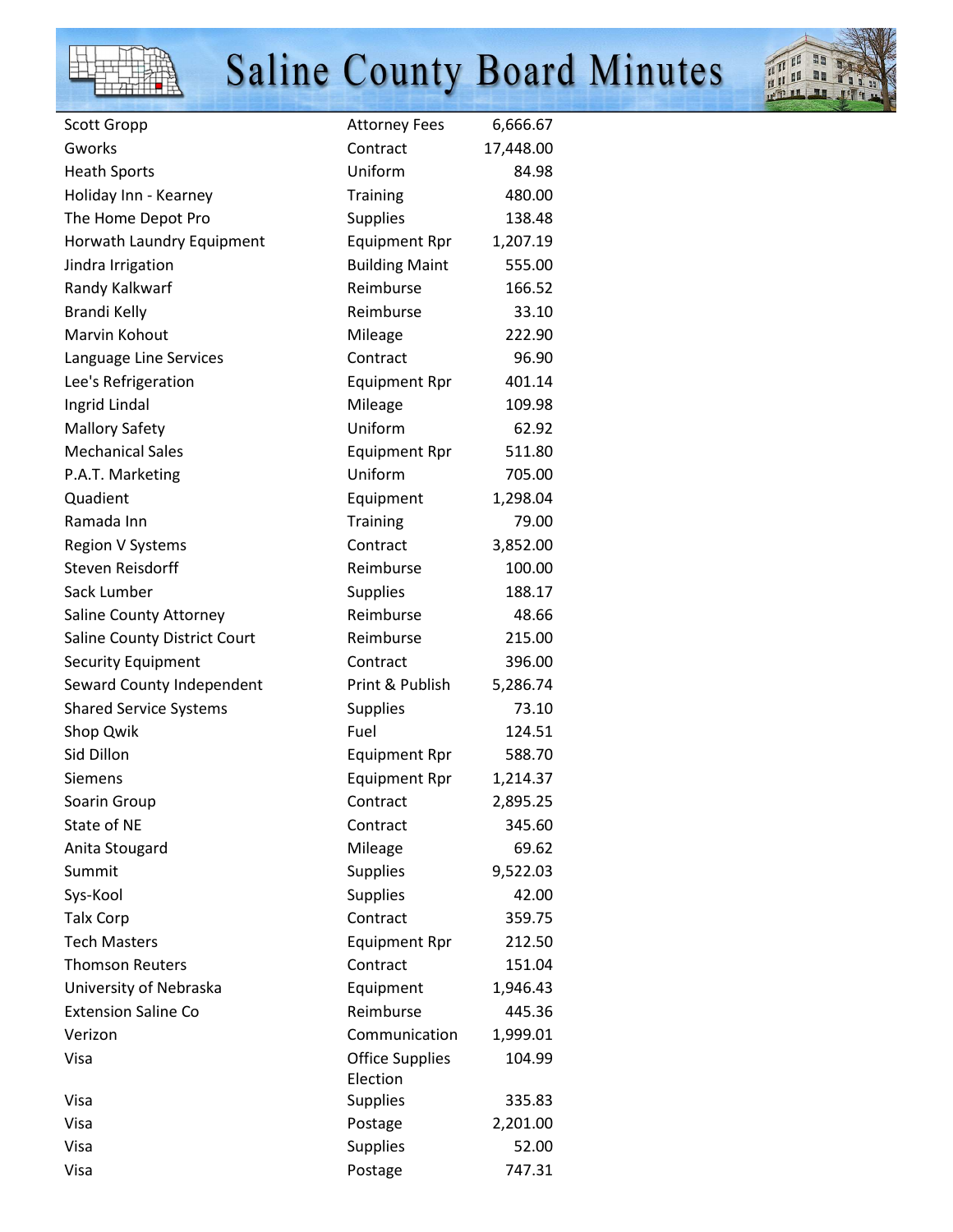| | | |
|---|---|---|
| Scott Gropp | Attorney Fees | 6,666.67 |
| Gworks | Contract | 17,448.00 |
| Heath Sports | Uniform | 84.98 |
| Holiday Inn - Kearney | Training | 480.00 |
| The Home Depot Pro | Supplies | 138.48 |
| Horwath Laundry Equipment | Equipment Rpr | 1,207.19 |
| Jindra Irrigation | Building Maint | 555.00 |
| Randy Kalkwarf | Reimburse | 166.52 |
| Brandi Kelly | Reimburse | 33.10 |
| Marvin Kohout | Mileage | 222.90 |
| Language Line Services | Contract | 96.90 |
| Lee's Refrigeration | Equipment Rpr | 401.14 |
| Ingrid Lindal | Mileage | 109.98 |
| Mallory Safety | Uniform | 62.92 |
| Mechanical Sales | Equipment Rpr | 511.80 |
| P.A.T. Marketing | Uniform | 705.00 |
| Quadient | Equipment | 1,298.04 |
| Ramada Inn | Training | 79.00 |
| Region V Systems | Contract | 3,852.00 |
| Steven Reisdorff | Reimburse | 100.00 |
| Sack Lumber | Supplies | 188.17 |
| Saline County Attorney | Reimburse | 48.66 |
| Saline County District Court | Reimburse | 215.00 |
| Security Equipment | Contract | 396.00 |
| Seward County Independent | Print & Publish | 5,286.74 |
| Shared Service Systems | Supplies | 73.10 |
| Shop Qwik | Fuel | 124.51 |
| Sid Dillon | Equipment Rpr | 588.70 |
| Siemens | Equipment Rpr | 1,214.37 |
| Soarin Group | Contract | 2,895.25 |
| State of NE | Contract | 345.60 |
| Anita Stougard | Mileage | 69.62 |
| Summit | Supplies | 9,522.03 |
| Sys-Kool | Supplies | 42.00 |
| Talx Corp | Contract | 359.75 |
| Tech Masters | Equipment Rpr | 212.50 |
| Thomson Reuters | Contract | 151.04 |
| University of Nebraska | Equipment | 1,946.43 |
| Extension Saline Co | Reimburse | 445.36 |
| Verizon | Communication | 1,999.01 |
| Visa | Office Supplies | 104.99 |
| Visa | Election Supplies | 335.83 |
| Visa | Postage | 2,201.00 |
| Visa | Supplies | 52.00 |
| Visa | Postage | 747.31 |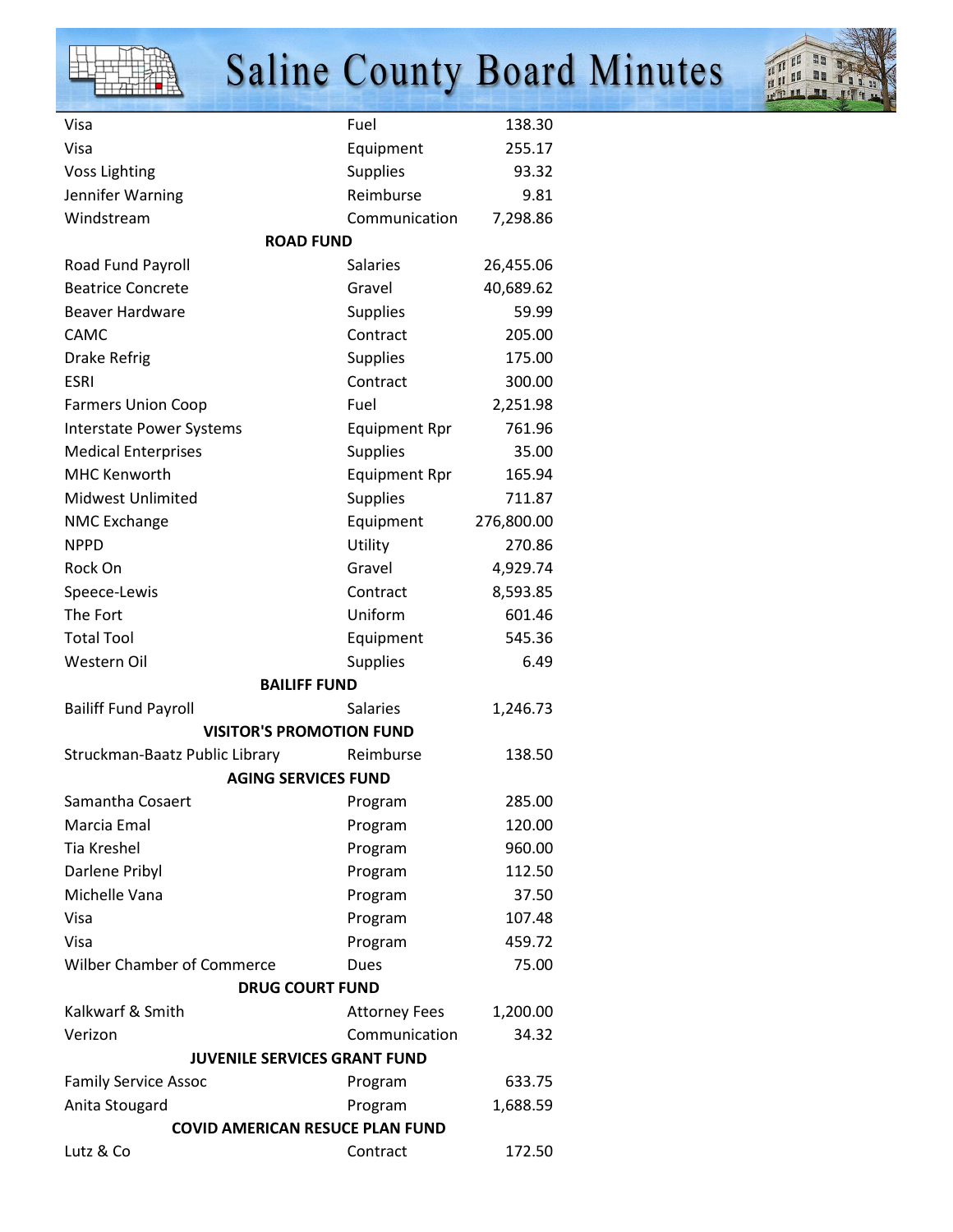| | | |
|---|---|---|
| Visa | Fuel | 138.30 |
| Visa | Equipment | 255.17 |
| Voss Lighting | Supplies | 93.32 |
| Jennifer Warning | Reimburse | 9.81 |
| Windstream | Communication | 7,298.86 |
| **ROAD FUND** | | |
| Road Fund Payroll | Salaries | 26,455.06 |
| Beatrice Concrete | Gravel | 40,689.62 |
| Beaver Hardware | Supplies | 59.99 |
| CAMC | Contract | 205.00 |
| Drake Refrig | Supplies | 175.00 |
| ESRI | Contract | 300.00 |
| Farmers Union Coop | Fuel | 2,251.98 |
| Interstate Power Systems | Equipment Rpr | 761.96 |
| Medical Enterprises | Supplies | 35.00 |
| MHC Kenworth | Equipment Rpr | 165.94 |
| Midwest Unlimited | Supplies | 711.87 |
| NMC Exchange | Equipment | 276,800.00 |
| NPPD | Utility | 270.86 |
| Rock On | Gravel | 4,929.74 |
| Speece-Lewis | Contract | 8,593.85 |
| The Fort | Uniform | 601.46 |
| Total Tool | Equipment | 545.36 |
| Western Oil | Supplies | 6.49 |
| **BAILIFF FUND** | | |
| Bailiff Fund Payroll | Salaries | 1,246.73 |
| **VISITOR'S PROMOTION FUND** | | |
| Struckman-Baatz Public Library | Reimburse | 138.50 |
| **AGING SERVICES FUND** | | |
| Samantha Cosaert | Program | 285.00 |
| Marcia Emal | Program | 120.00 |
| Tia Kreshel | Program | 960.00 |
| Darlene Pribyl | Program | 112.50 |
| Michelle Vana | Program | 37.50 |
| Visa | Program | 107.48 |
| Visa | Program | 459.72 |
| Wilber Chamber of Commerce | Dues | 75.00 |
| **DRUG COURT FUND** | | |
| Kalkwarf & Smith | Attorney Fees | 1,200.00 |
| Verizon | Communication | 34.32 |
| **JUVENILE SERVICES GRANT FUND** | | |
| Family Service Assoc | Program | 633.75 |
| Anita Stougard | Program | 1,688.59 |
| **COVID AMERICAN RESUCE PLAN FUND** | | |
| Lutz & Co | Contract | 172.50 |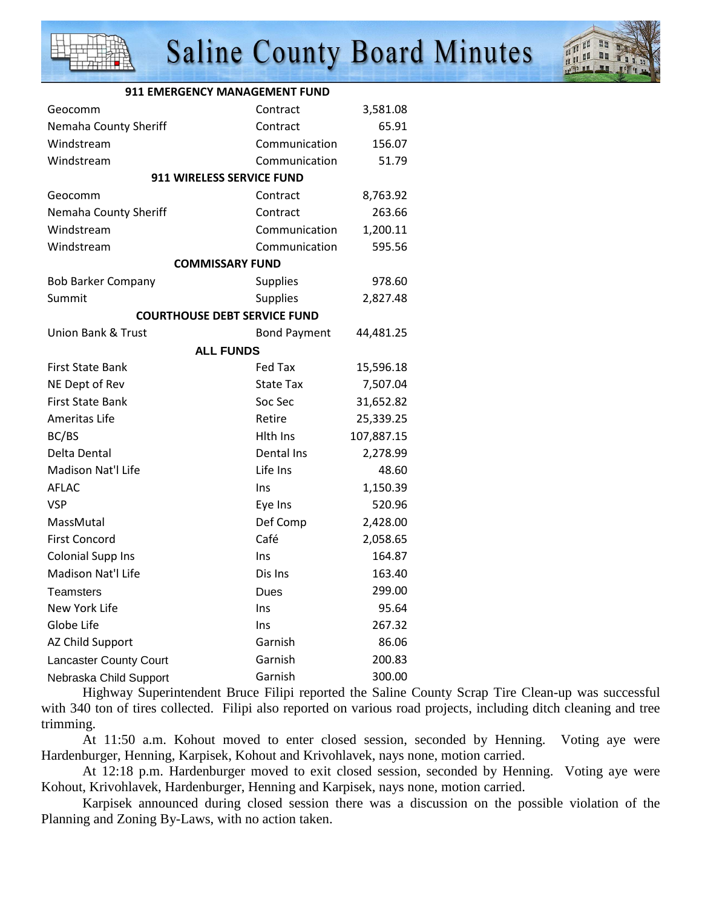| | | |
|---|---|---|
| **911 EMERGENCY MANAGEMENT FUND** | | |
| Geocomm | Contract | 3,581.08 |
| Nemaha County Sheriff | Contract | 65.91 |
| Windstream | Communication | 156.07 |
| Windstream | Communication | 51.79 |
| **911 WIRELESS SERVICE FUND** | | |
| Geocomm | Contract | 8,763.92 |
| Nemaha County Sheriff | Contract | 263.66 |
| Windstream | Communication | 1,200.11 |
| Windstream | Communication | 595.56 |
| **COMMISSARY FUND** | | |
| Bob Barker Company | Supplies | 978.60 |
| Summit | Supplies | 2,827.48 |
| **COURTHOUSE DEBT SERVICE FUND** | | |
| Union Bank & Trust | Bond Payment | 44,481.25 |
| **ALL FUNDS** | | |
| First State Bank | Fed Tax | 15,596.18 |
| NE Dept of Rev | State Tax | 7,507.04 |
| First State Bank | Soc Sec | 31,652.82 |
| Ameritas Life | Retire | 25,339.25 |
| BC/BS | Hlth Ins | 107,887.15 |
| Delta Dental | Dental Ins | 2,278.99 |
| Madison Nat'l Life | Life Ins | 48.60 |
| AFLAC | Ins | 1,150.39 |
| VSP | Eye Ins | 520.96 |
| MassMutal | Def Comp | 2,428.00 |
| First Concord | Café | 2,058.65 |
| Colonial Supp Ins | Ins | 164.87 |
| Madison Nat'l Life | Dis Ins | 163.40 |
| Teamsters | Dues | 299.00 |
| New York Life | Ins | 95.64 |
| Globe Life | Ins | 267.32 |
| AZ Child Support | Garnish | 86.06 |
| Lancaster County Court | Garnish | 200.83 |
| Nebraska Child Support | Garnish | 300.00 |

Highway Superintendent Bruce Filipi reported the Saline County Scrap Tire Clean-up was successful with 340 ton of tires collected. Filipi also reported on various road projects, including ditch cleaning and tree trimming.

At 11:50 a.m. Kohout moved to enter closed session, seconded by Henning. Voting aye were Hardenburger, Henning, Karpisek, Kohout and Krivohlavek, nays none, motion carried.

At 12:18 p.m. Hardenburger moved to exit closed session, seconded by Henning. Voting aye were Kohout, Krivohlavek, Hardenburger, Henning and Karpisek, nays none, motion carried.

Karpisek announced during closed session there was a discussion on the possible violation of the Planning and Zoning By-Laws, with no action taken.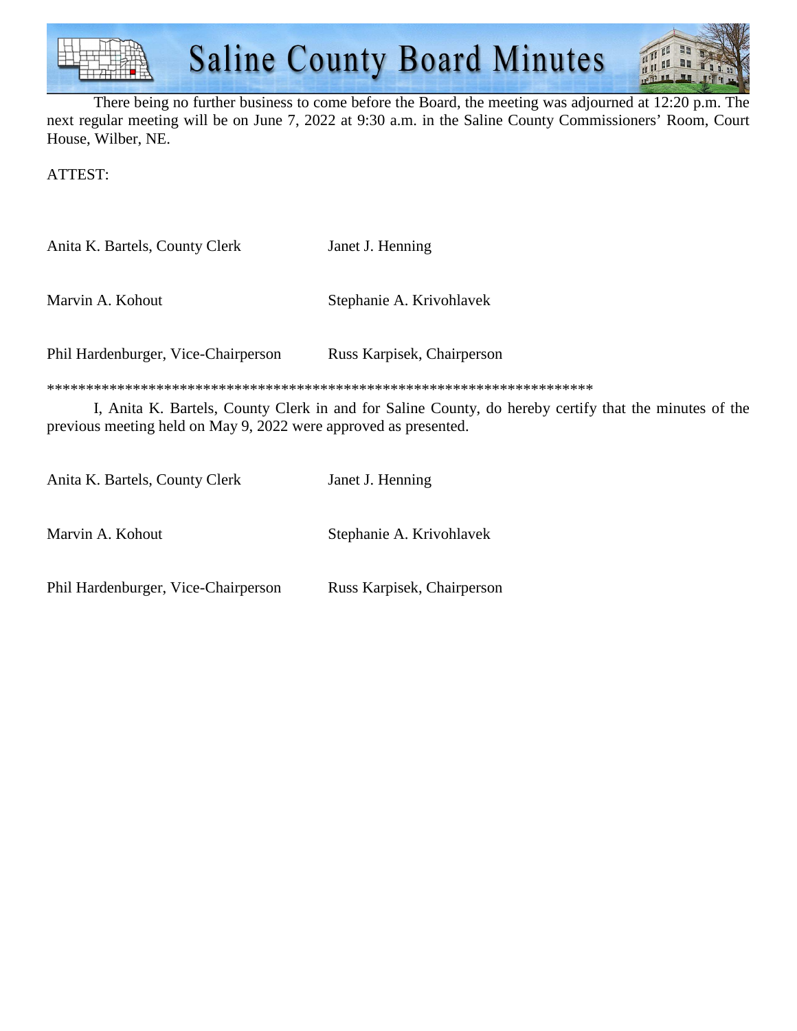There being no further business to come before the Board, the meeting was adjourned at 12:20 p.m. The next regular meeting will be on June 7, 2022 at 9:30 a.m. in the Saline County Commissioners' Room, Court House, Wilber, NE.

ATTEST:

| | |
|---|---|
| Anita K. Bartels, County Clerk | Janet J. Henning |
| Marvin A. Kohout | Stephanie A. Krivohlavek |
| Phil Hardenburger, Vice-Chairperson | Russ Karpisek, Chairperson |

************************************************************************

I, Anita K. Bartels, County Clerk in and for Saline County, do hereby certify that the minutes of the previous meeting held on May 9, 2022 were approved as presented.

| | |
|---|---|
| Anita K. Bartels, County Clerk | Janet J. Henning |
| Marvin A. Kohout | Stephanie A. Krivohlavek |
| Phil Hardenburger, Vice-Chairperson | Russ Karpisek, Chairperson |